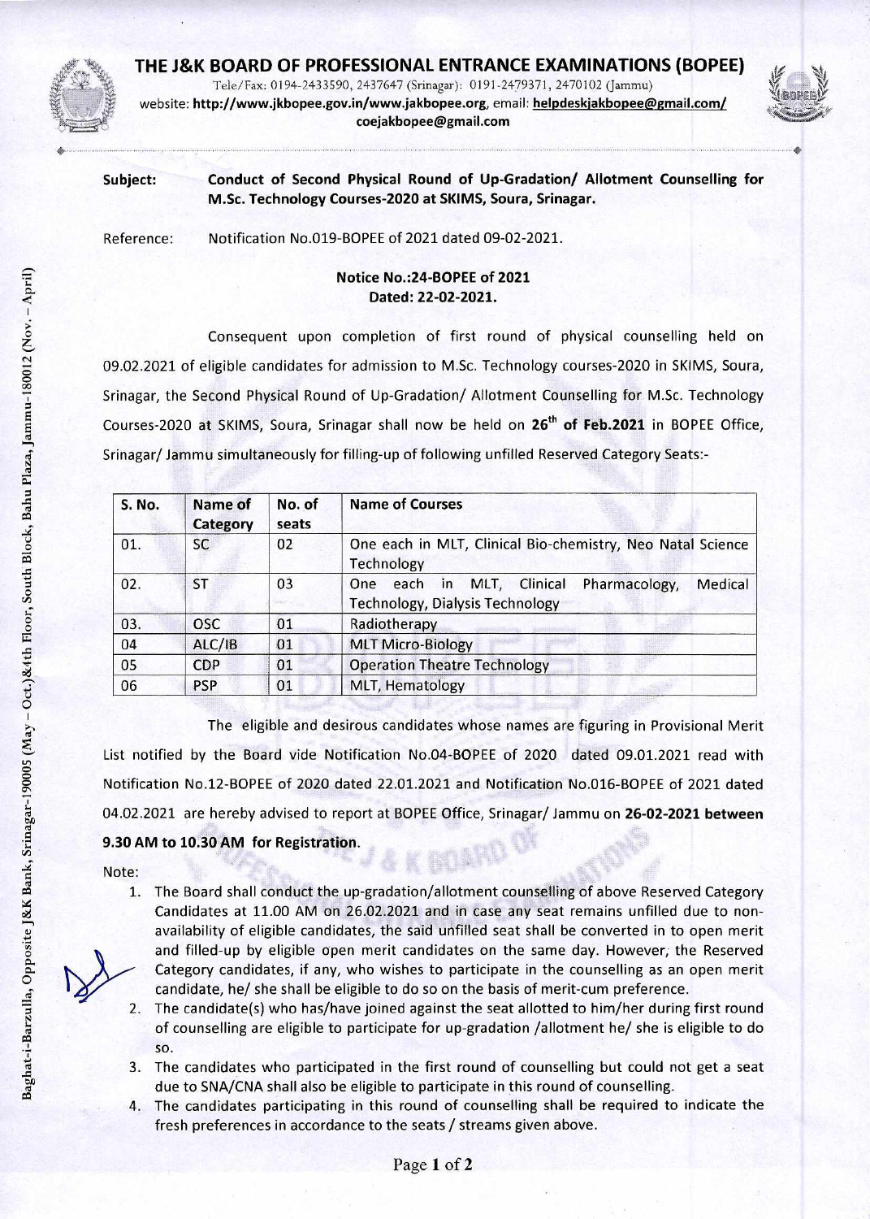# THE J&K BOARD OF PROFESSIONAL ENTRANCE EXAMINATIONS (BOPEE)

Tele/Fax: 0194-2433590, 2437647 (Srinagar): 0191-2479371, 2470102 (Jammu)
website: **http://www.jkbopee.gov.in/www.jakbopee.org**, email: **helpdeskjakbopee@gmail.com/ coejakbopee@gmail.com**

Baghat-i-Barzulla, Opposite J&K Bank, Srinagar-190005 (May – Oct.)&4th Floor, South Block, Bahu Plaza, Jammu-180012 (Nov. – April)

**Subject:** **Conduct of Second Physical Round of Up-Gradation/ Allotment Counselling for M.Sc. Technology Courses-2020 at SKIMS, Soura, Srinagar.**

Reference: Notification No.019-BOPEE of 2021 dated 09-02-2021.

**Notice No.:24-BOPEE of 2021**
**Dated: 22-02-2021.**

Consequent upon completion of first round of physical counselling held on 09.02.2021 of eligible candidates for admission to M.Sc. Technology courses-2020 in SKIMS, Soura, Srinagar, the Second Physical Round of Up-Gradation/ Allotment Counselling for M.Sc. Technology Courses-2020 at SKIMS, Soura, Srinagar shall now be held on **26th of Feb.2021** in BOPEE Office, Srinagar/ Jammu simultaneously for filling-up of following unfilled Reserved Category Seats:-

| S. No. | Name of Category | No. of seats | Name of Courses |
|---|---|---|---|
| 01. | SC | 02 | One each in MLT, Clinical Bio-chemistry, Neo Natal Science Technology |
| 02. | ST | 03 | One each in MLT, Clinical Pharmacology, Medical Technology, Dialysis Technology |
| 03. | OSC | 01 | Radiotherapy |
| 04 | ALC/IB | 01 | MLT Micro-Biology |
| 05 | CDP | 01 | Operation Theatre Technology |
| 06 | PSP | 01 | MLT, Hematology |

The eligible and desirous candidates whose names are figuring in Provisional Merit List notified by the Board vide Notification No.04-BOPEE of 2020 dated 09.01.2021 read with Notification No.12-BOPEE of 2020 dated 22.01.2021 and Notification No.016-BOPEE of 2021 dated 04.02.2021 are hereby advised to report at BOPEE Office, Srinagar/ Jammu on **26-02-2021 between 9.30 AM to 10.30 AM for Registration.**

Note:

1. The Board shall conduct the up-gradation/allotment counselling of above Reserved Category Candidates at 11.00 AM on 26.02.2021 and in case any seat remains unfilled due to non-availability of eligible candidates, the said unfilled seat shall be converted in to open merit and filled-up by eligible open merit candidates on the same day. However, the Reserved Category candidates, if any, who wishes to participate in the counselling as an open merit candidate, he/ she shall be eligible to do so on the basis of merit-cum preference.
2. The candidate(s) who has/have joined against the seat allotted to him/her during first round of counselling are eligible to participate for up-gradation /allotment he/ she is eligible to do so.
3. The candidates who participated in the first round of counselling but could not get a seat due to SNA/CNA shall also be eligible to participate in this round of counselling.
4. The candidates participating in this round of counselling shall be required to indicate the fresh preferences in accordance to the seats / streams given above.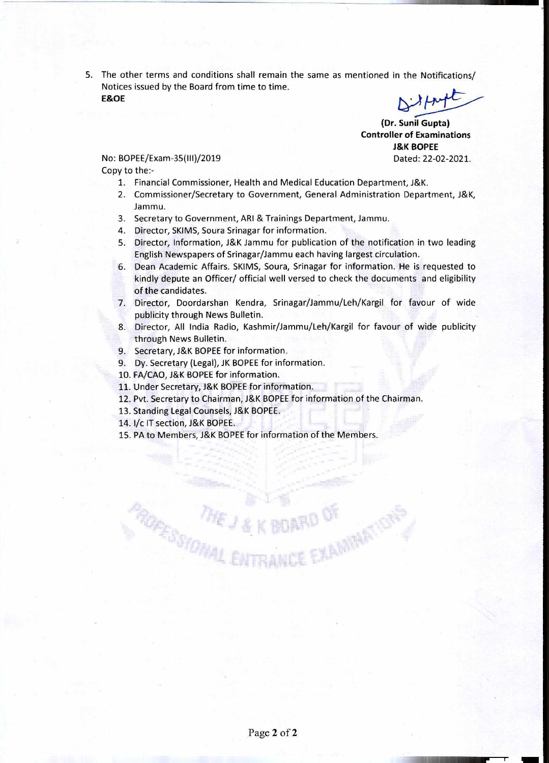5. The other terms and conditions shall remain the same as mentioned in the Notifications/ Notices issued by the Board from time to time.

**E&OE**

**(Dr. Sunil Gupta)**
**Controller of Examinations**
**J&K BOPEE**

No: BOPEE/Exam-35(III)/2019

Dated: 22-02-2021.

Copy to the:-

1. Financial Commissioner, Health and Medical Education Department, J&K.
2. Commissioner/Secretary to Government, General Administration Department, J&K, Jammu.
3. Secretary to Government, ARI & Trainings Department, Jammu.
4. Director, SKIMS, Soura Srinagar for information.
5. Director, Information, J&K Jammu for publication of the notification in two leading English Newspapers of Srinagar/Jammu each having largest circulation.
6. Dean Academic Affairs. SKIMS, Soura, Srinagar for information. He is requested to kindly depute an Officer/ official well versed to check the documents and eligibility of the candidates.
7. Director, Doordarshan Kendra, Srinagar/Jammu/Leh/Kargil for favour of wide publicity through News Bulletin.
8. Director, All India Radio, Kashmir/Jammu/Leh/Kargil for favour of wide publicity through News Bulletin.
9. Secretary, J&K BOPEE for information.
9. Dy. Secretary (Legal), JK BOPEE for information.
10. FA/CAO, J&K BOPEE for information.
11. Under Secretary, J&K BOPEE for information.
12. Pvt. Secretary to Chairman, J&K BOPEE for information of the Chairman.
13. Standing Legal Counsels, J&K BOPEE.
14. I/c IT section, J&K BOPEE.
15. PA to Members, J&K BOPEE for information of the Members.